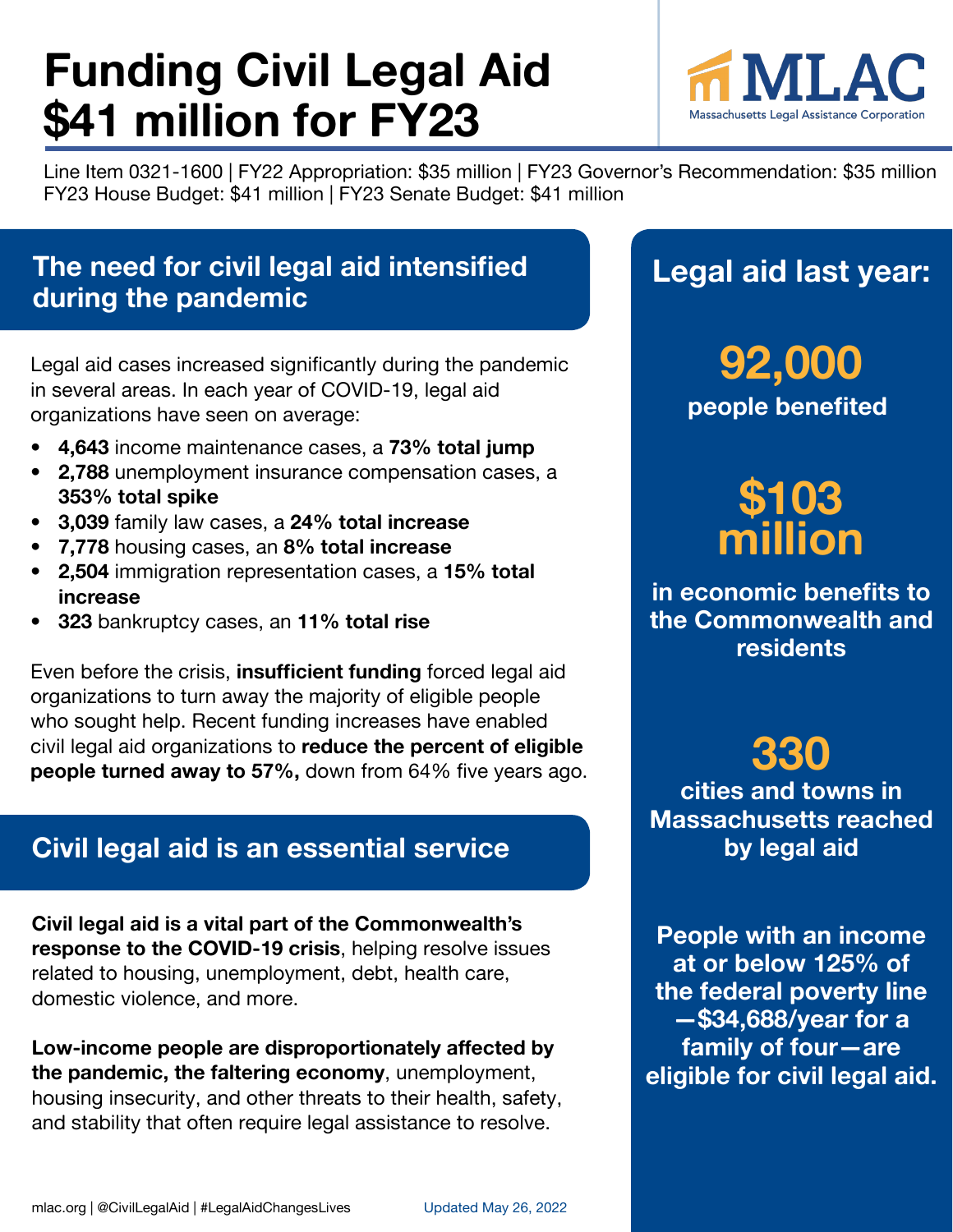# Funding Civil Legal Aid $41 million for FY23

MLAC
Massachusetts Legal Assistance Corporation

Line Item 0321-1600 | FY22 Appropriation: $35 million | FY23 Governor's Recommendation: $35 million
FY23 House Budget: $41 million | FY23 Senate Budget: $41 million

## The need for civil legal aid intensified during the pandemic

Legal aid cases increased significantly during the pandemic in several areas. In each year of COVID-19, legal aid organizations have seen on average:

- **4,643** income maintenance cases, a **73% total jump**
- **2,788** unemployment insurance compensation cases, a **353% total spike**
- **3,039** family law cases, a **24% total increase**
- **7,778** housing cases, an **8% total increase**
- **2,504** immigration representation cases, a **15% total increase**
- **323** bankruptcy cases, an **11% total rise**

Even before the crisis, **insufficient funding** forced legal aid organizations to turn away the majority of eligible people who sought help. Recent funding increases have enabled civil legal aid organizations to **reduce the percent of eligible people turned away to 57%,** down from 64% five years ago.

## Civil legal aid is an essential service

**Civil legal aid is a vital part of the Commonwealth's response to the COVID-19 crisis**, helping resolve issues related to housing, unemployment, debt, health care, domestic violence, and more.

**Low-income people are disproportionately affected by the pandemic, the faltering economy**, unemployment, housing insecurity, and other threats to their health, safety, and stability that often require legal assistance to resolve.

## Legal aid last year:

**92,000**
**people benefited**

**$103 million**
**in economic benefits to the Commonwealth and residents**

**330**
**cities and towns in Massachusetts reached by legal aid**

**People with an income at or below 125% of the federal poverty line—$34,688/year for a family of four—are eligible for civil legal aid.**

mlac.org | @CivilLegalAid | #LegalAidChangesLives

Updated May 26, 2022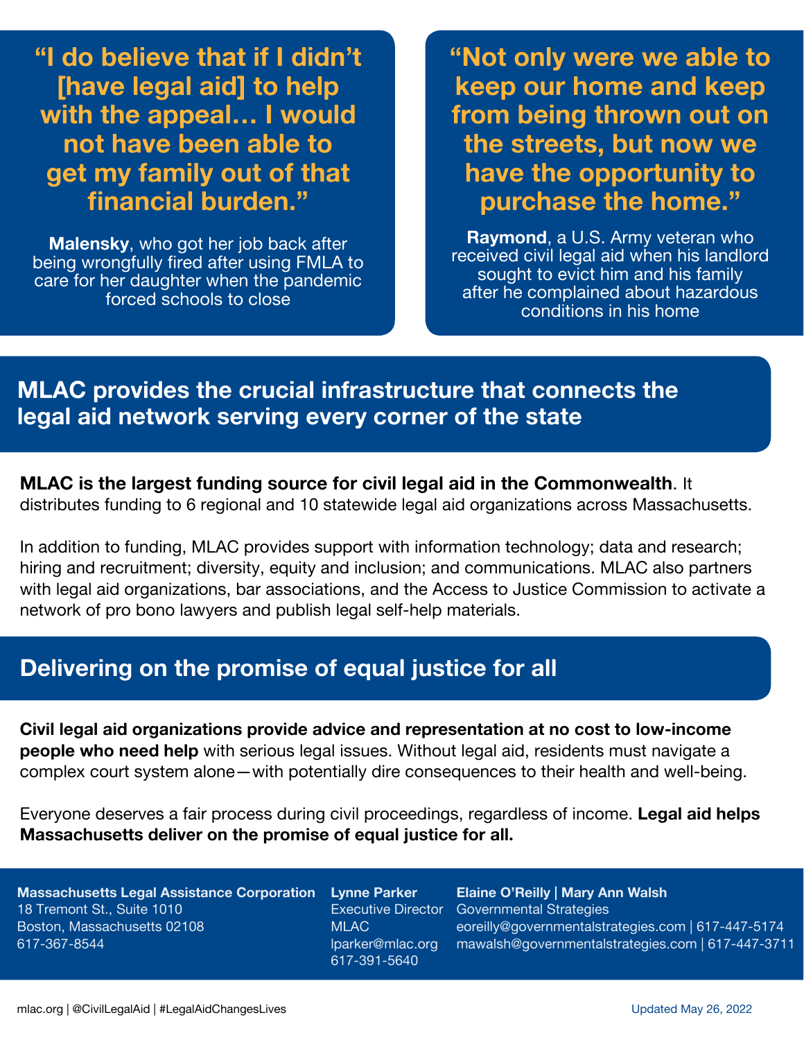> **"I do believe that if I didn't [have legal aid] to help with the appeal… I would not have been able to get my family out of that financial burden."**
>
> **Malensky**, who got her job back after being wrongfully fired after using FMLA to care for her daughter when the pandemic forced schools to close

> **"Not only were we able to keep our home and keep from being thrown out on the streets, but now we have the opportunity to purchase the home."**
>
> **Raymond**, a U.S. Army veteran who received civil legal aid when his landlord sought to evict him and his family after he complained about hazardous conditions in his home

## MLAC provides the crucial infrastructure that connects the legal aid network serving every corner of the state

**MLAC is the largest funding source for civil legal aid in the Commonwealth**. It distributes funding to 6 regional and 10 statewide legal aid organizations across Massachusetts.

In addition to funding, MLAC provides support with information technology; data and research; hiring and recruitment; diversity, equity and inclusion; and communications. MLAC also partners with legal aid organizations, bar associations, and the Access to Justice Commission to activate a network of pro bono lawyers and publish legal self-help materials.

## Delivering on the promise of equal justice for all

**Civil legal aid organizations provide advice and representation at no cost to low-income people who need help** with serious legal issues. Without legal aid, residents must navigate a complex court system alone—with potentially dire consequences to their health and well-being.

Everyone deserves a fair process during civil proceedings, regardless of income. **Legal aid helps Massachusetts deliver on the promise of equal justice for all.**

**Massachusetts Legal Assistance Corporation**
18 Tremont St., Suite 1010
Boston, Massachusetts 02108
617-367-8544

**Lynne Parker**
Executive Director
MLAC
lparker@mlac.org
617-391-5640

**Elaine O'Reilly | Mary Ann Walsh**
Governmental Strategies
eoreilly@governmentalstrategies.com | 617-447-5174
mawalsh@governmentalstrategies.com | 617-447-3711

mlac.org | @CivilLegalAid | #LegalAidChangesLives

Updated May 26, 2022